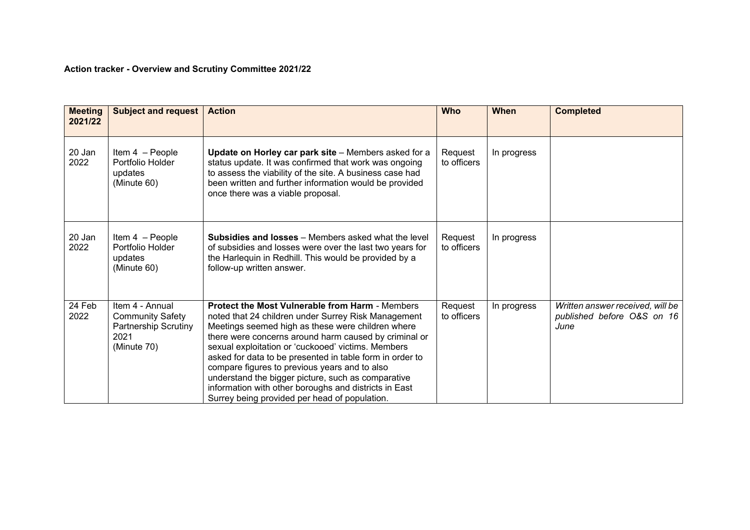**Action tracker - Overview and Scrutiny Committee 2021/22**

| Meeting 2021/22 | Subject and request | Action | Who | When | Completed |
|---|---|---|---|---|---|
| 20 Jan 2022 | Item 4 – People Portfolio Holder updates (Minute 60) | **Update on Horley car park site** – Members asked for a status update. It was confirmed that work was ongoing to assess the viability of the site. A business case had been written and further information would be provided once there was a viable proposal. | Request to officers | In progress | |
| 20 Jan 2022 | Item 4 – People Portfolio Holder updates (Minute 60) | **Subsidies and losses** – Members asked what the level of subsidies and losses were over the last two years for the Harlequin in Redhill. This would be provided by a follow-up written answer. | Request to officers | In progress | |
| 24 Feb 2022 | Item 4 - Annual Community Safety Partnership Scrutiny 2021 (Minute 70) | **Protect the Most Vulnerable from Harm** - Members noted that 24 children under Surrey Risk Management Meetings seemed high as these were children where there were concerns around harm caused by criminal or sexual exploitation or 'cuckooed' victims. Members asked for data to be presented in table form in order to compare figures to previous years and to also understand the bigger picture, such as comparative information with other boroughs and districts in East Surrey being provided per head of population. | Request to officers | In progress | *Written answer received, will be published before O&S on 16 June* |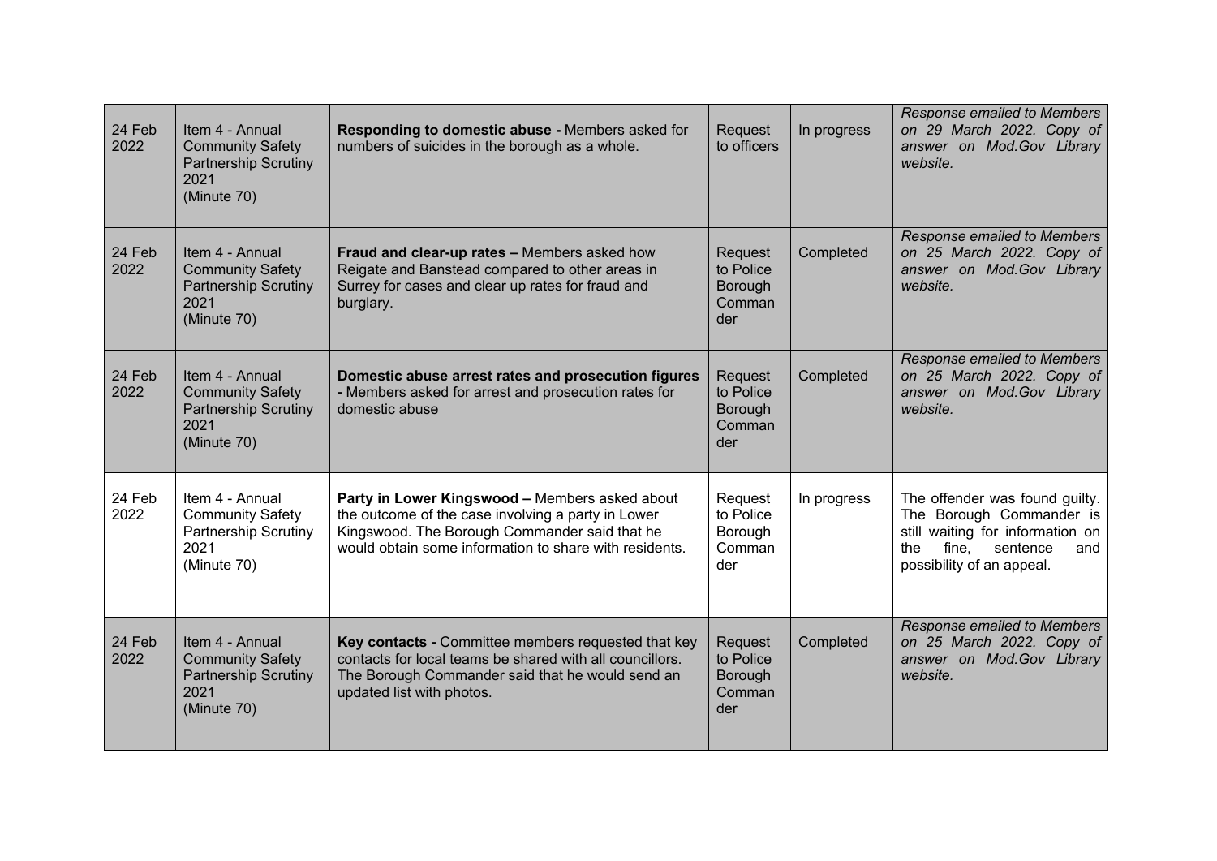| 24 Feb 2022 | Item 4 - Annual Community Safety Partnership Scrutiny 2021 (Minute 70) | **Responding to domestic abuse -** Members asked for numbers of suicides in the borough as a whole. | Request to officers | In progress | *Response emailed to Members on 29 March 2022. Copy of answer on Mod.Gov Library website.* |
|---|---|---|---|---|---|
| 24 Feb 2022 | Item 4 - Annual Community Safety Partnership Scrutiny 2021 (Minute 70) | **Fraud and clear-up rates –** Members asked how Reigate and Banstead compared to other areas in Surrey for cases and clear up rates for fraud and burglary. | Request to Police Borough Commander | Completed | *Response emailed to Members on 25 March 2022. Copy of answer on Mod.Gov Library website.* |
| 24 Feb 2022 | Item 4 - Annual Community Safety Partnership Scrutiny 2021 (Minute 70) | **Domestic abuse arrest rates and prosecution figures -** Members asked for arrest and prosecution rates for domestic abuse | Request to Police Borough Commander | Completed | *Response emailed to Members on 25 March 2022. Copy of answer on Mod.Gov Library website.* |
| 24 Feb 2022 | Item 4 - Annual Community Safety Partnership Scrutiny 2021 (Minute 70) | **Party in Lower Kingswood –** Members asked about the outcome of the case involving a party in Lower Kingswood. The Borough Commander said that he would obtain some information to share with residents. | Request to Police Borough Commander | In progress | The offender was found guilty. The Borough Commander is still waiting for information on the fine, sentence and possibility of an appeal. |
| 24 Feb 2022 | Item 4 - Annual Community Safety Partnership Scrutiny 2021 (Minute 70) | **Key contacts -** Committee members requested that key contacts for local teams be shared with all councillors. The Borough Commander said that he would send an updated list with photos. | Request to Police Borough Commander | Completed | *Response emailed to Members on 25 March 2022. Copy of answer on Mod.Gov Library website.* |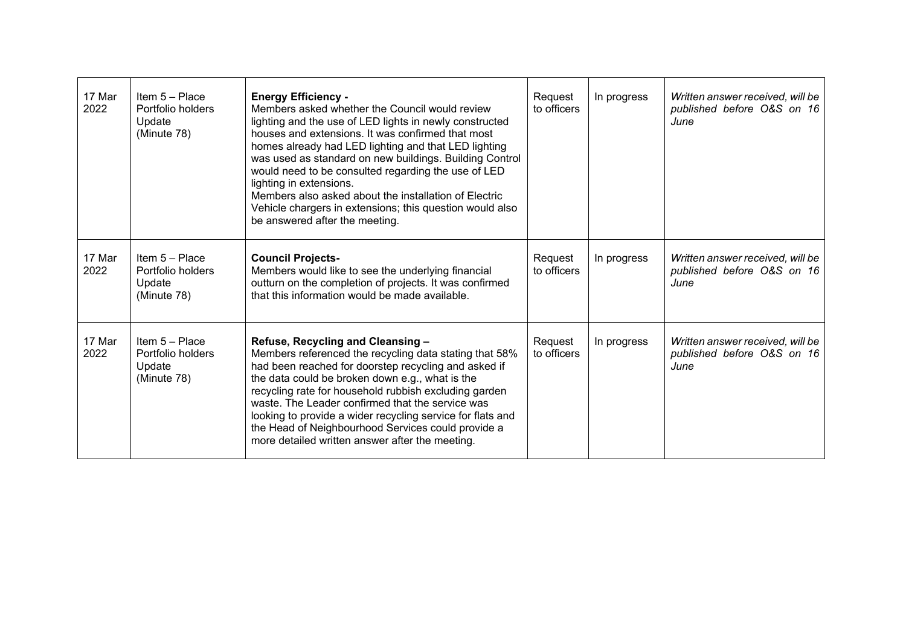| 17 Mar 2022 | Item 5 – Place Portfolio holders Update (Minute 78) | **Energy Efficiency -** Members asked whether the Council would review lighting and the use of LED lights in newly constructed houses and extensions. It was confirmed that most homes already had LED lighting and that LED lighting was used as standard on new buildings. Building Control would need to be consulted regarding the use of LED lighting in extensions. Members also asked about the installation of Electric Vehicle chargers in extensions; this question would also be answered after the meeting. | Request to officers | In progress | *Written answer received, will be published before O&S on 16 June* |
|---|---|---|---|---|---|
| 17 Mar 2022 | Item 5 – Place Portfolio holders Update (Minute 78) | **Council Projects-** Members would like to see the underlying financial outturn on the completion of projects. It was confirmed that this information would be made available. | Request to officers | In progress | *Written answer received, will be published before O&S on 16 June* |
| 17 Mar 2022 | Item 5 – Place Portfolio holders Update (Minute 78) | **Refuse, Recycling and Cleansing –** Members referenced the recycling data stating that 58% had been reached for doorstep recycling and asked if the data could be broken down e.g., what is the recycling rate for household rubbish excluding garden waste. The Leader confirmed that the service was looking to provide a wider recycling service for flats and the Head of Neighbourhood Services could provide a more detailed written answer after the meeting. | Request to officers | In progress | *Written answer received, will be published before O&S on 16 June* |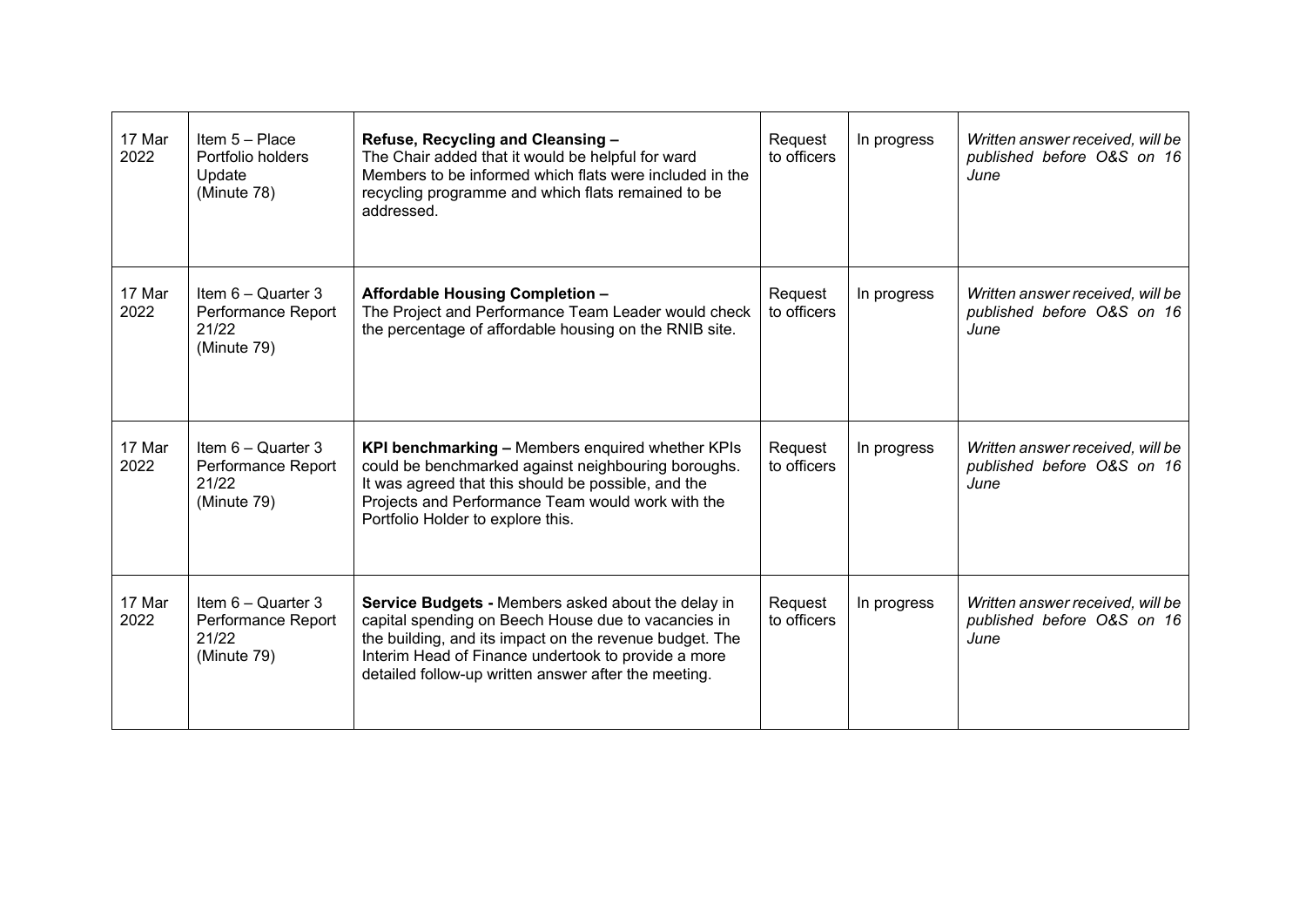| | | | | | |
|---|---|---|---|---|---|
| 17 Mar 2022 | Item 5 – Place Portfolio holders Update (Minute 78) | **Refuse, Recycling and Cleansing –** The Chair added that it would be helpful for ward Members to be informed which flats were included in the recycling programme and which flats remained to be addressed. | Request to officers | In progress | *Written answer received, will be published before O&S on 16 June* |
| 17 Mar 2022 | Item 6 – Quarter 3 Performance Report 21/22 (Minute 79) | **Affordable Housing Completion –** The Project and Performance Team Leader would check the percentage of affordable housing on the RNIB site. | Request to officers | In progress | *Written answer received, will be published before O&S on 16 June* |
| 17 Mar 2022 | Item 6 – Quarter 3 Performance Report 21/22 (Minute 79) | **KPI benchmarking –** Members enquired whether KPIs could be benchmarked against neighbouring boroughs. It was agreed that this should be possible, and the Projects and Performance Team would work with the Portfolio Holder to explore this. | Request to officers | In progress | *Written answer received, will be published before O&S on 16 June* |
| 17 Mar 2022 | Item 6 – Quarter 3 Performance Report 21/22 (Minute 79) | **Service Budgets -** Members asked about the delay in capital spending on Beech House due to vacancies in the building, and its impact on the revenue budget. The Interim Head of Finance undertook to provide a more detailed follow-up written answer after the meeting. | Request to officers | In progress | *Written answer received, will be published before O&S on 16 June* |